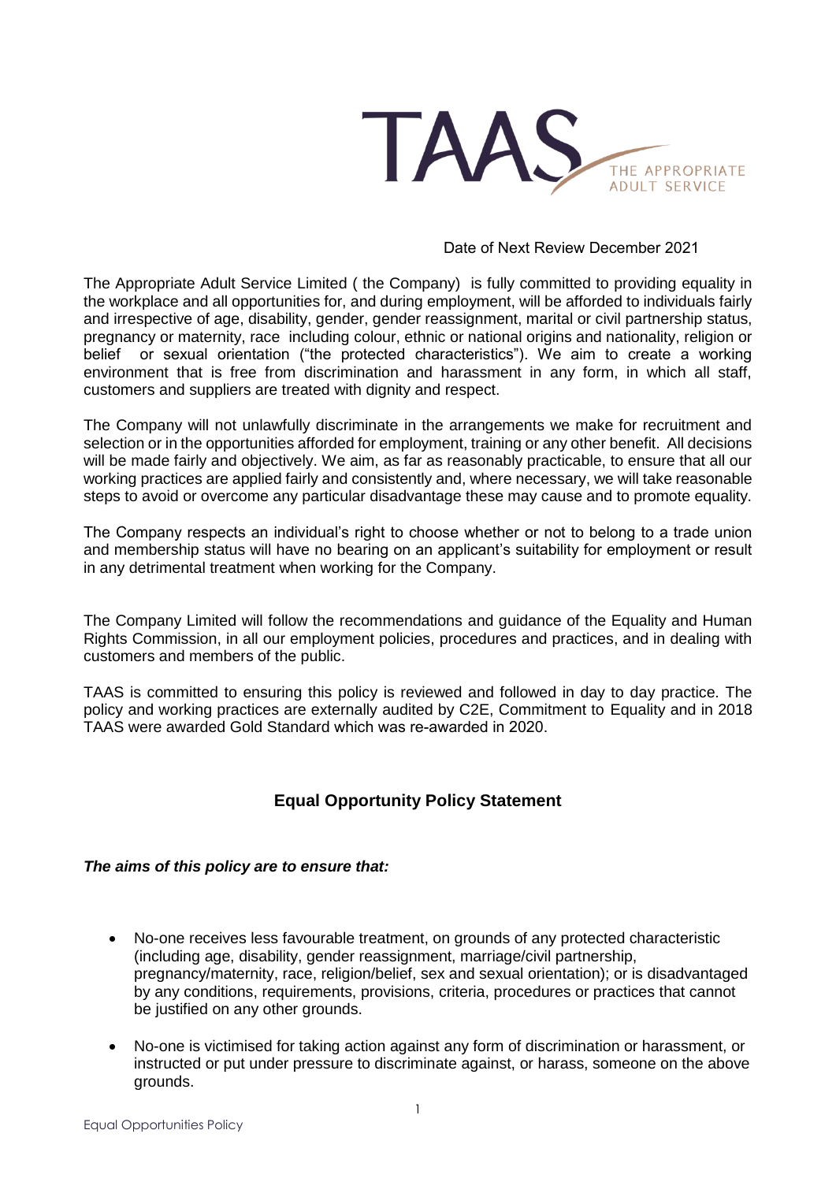TAAS THE APPROPRIATE ADULT SERVICE

Date of Next Review December 2021

The Appropriate Adult Service Limited ( the Company) is fully committed to providing equality in the workplace and all opportunities for, and during employment, will be afforded to individuals fairly and irrespective of age, disability, gender, gender reassignment, marital or civil partnership status, pregnancy or maternity, race including colour, ethnic or national origins and nationality, religion or belief or sexual orientation ("the protected characteristics"). We aim to create a working environment that is free from discrimination and harassment in any form, in which all staff, customers and suppliers are treated with dignity and respect.

The Company will not unlawfully discriminate in the arrangements we make for recruitment and selection or in the opportunities afforded for employment, training or any other benefit. All decisions will be made fairly and objectively. We aim, as far as reasonably practicable, to ensure that all our working practices are applied fairly and consistently and, where necessary, we will take reasonable steps to avoid or overcome any particular disadvantage these may cause and to promote equality.

The Company respects an individual's right to choose whether or not to belong to a trade union and membership status will have no bearing on an applicant's suitability for employment or result in any detrimental treatment when working for the Company.

The Company Limited will follow the recommendations and guidance of the Equality and Human Rights Commission, in all our employment policies, procedures and practices, and in dealing with customers and members of the public.

TAAS is committed to ensuring this policy is reviewed and followed in day to day practice. The policy and working practices are externally audited by C2E, Commitment to Equality and in 2018 TAAS were awarded Gold Standard which was re-awarded in 2020.

## Equal Opportunity Policy Statement

***The aims of this policy are to ensure that:***

- No-one receives less favourable treatment, on grounds of any protected characteristic (including age, disability, gender reassignment, marriage/civil partnership, pregnancy/maternity, race, religion/belief, sex and sexual orientation); or is disadvantaged by any conditions, requirements, provisions, criteria, procedures or practices that cannot be justified on any other grounds.

- No-one is victimised for taking action against any form of discrimination or harassment, or instructed or put under pressure to discriminate against, or harass, someone on the above grounds.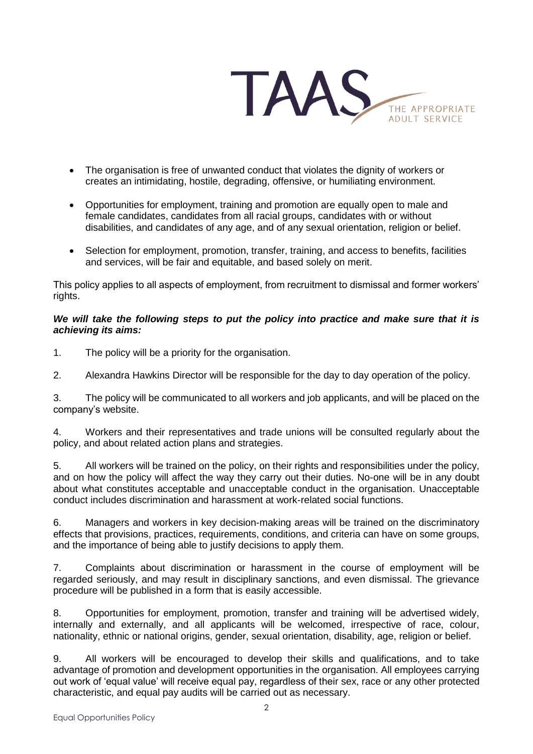- The organisation is free of unwanted conduct that violates the dignity of workers or creates an intimidating, hostile, degrading, offensive, or humiliating environment.
- Opportunities for employment, training and promotion are equally open to male and female candidates, candidates from all racial groups, candidates with or without disabilities, and candidates of any age, and of any sexual orientation, religion or belief.
- Selection for employment, promotion, transfer, training, and access to benefits, facilities and services, will be fair and equitable, and based solely on merit.

This policy applies to all aspects of employment, from recruitment to dismissal and former workers' rights.

***We will take the following steps to put the policy into practice and make sure that it is achieving its aims:***

1. The policy will be a priority for the organisation.

2. Alexandra Hawkins Director will be responsible for the day to day operation of the policy.

3. The policy will be communicated to all workers and job applicants, and will be placed on the company's website.

4. Workers and their representatives and trade unions will be consulted regularly about the policy, and about related action plans and strategies.

5. All workers will be trained on the policy, on their rights and responsibilities under the policy, and on how the policy will affect the way they carry out their duties. No-one will be in any doubt about what constitutes acceptable and unacceptable conduct in the organisation. Unacceptable conduct includes discrimination and harassment at work-related social functions.

6. Managers and workers in key decision-making areas will be trained on the discriminatory effects that provisions, practices, requirements, conditions, and criteria can have on some groups, and the importance of being able to justify decisions to apply them.

7. Complaints about discrimination or harassment in the course of employment will be regarded seriously, and may result in disciplinary sanctions, and even dismissal. The grievance procedure will be published in a form that is easily accessible.

8. Opportunities for employment, promotion, transfer and training will be advertised widely, internally and externally, and all applicants will be welcomed, irrespective of race, colour, nationality, ethnic or national origins, gender, sexual orientation, disability, age, religion or belief.

9. All workers will be encouraged to develop their skills and qualifications, and to take advantage of promotion and development opportunities in the organisation. All employees carrying out work of 'equal value' will receive equal pay, regardless of their sex, race or any other protected characteristic, and equal pay audits will be carried out as necessary.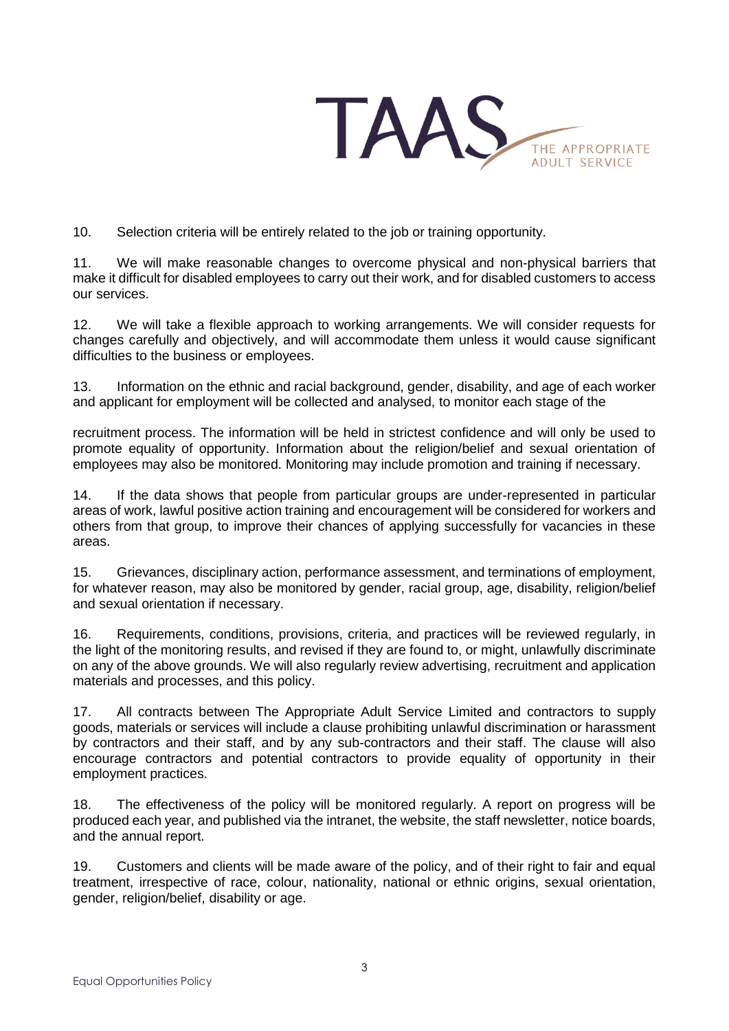10. Selection criteria will be entirely related to the job or training opportunity.

11. We will make reasonable changes to overcome physical and non-physical barriers that make it difficult for disabled employees to carry out their work, and for disabled customers to access our services.

12. We will take a flexible approach to working arrangements. We will consider requests for changes carefully and objectively, and will accommodate them unless it would cause significant difficulties to the business or employees.

13. Information on the ethnic and racial background, gender, disability, and age of each worker and applicant for employment will be collected and analysed, to monitor each stage of the recruitment process. The information will be held in strictest confidence and will only be used to promote equality of opportunity. Information about the religion/belief and sexual orientation of employees may also be monitored. Monitoring may include promotion and training if necessary.

14. If the data shows that people from particular groups are under-represented in particular areas of work, lawful positive action training and encouragement will be considered for workers and others from that group, to improve their chances of applying successfully for vacancies in these areas.

15. Grievances, disciplinary action, performance assessment, and terminations of employment, for whatever reason, may also be monitored by gender, racial group, age, disability, religion/belief and sexual orientation if necessary.

16. Requirements, conditions, provisions, criteria, and practices will be reviewed regularly, in the light of the monitoring results, and revised if they are found to, or might, unlawfully discriminate on any of the above grounds. We will also regularly review advertising, recruitment and application materials and processes, and this policy.

17. All contracts between The Appropriate Adult Service Limited and contractors to supply goods, materials or services will include a clause prohibiting unlawful discrimination or harassment by contractors and their staff, and by any sub-contractors and their staff. The clause will also encourage contractors and potential contractors to provide equality of opportunity in their employment practices.

18. The effectiveness of the policy will be monitored regularly. A report on progress will be produced each year, and published via the intranet, the website, the staff newsletter, notice boards, and the annual report.

19. Customers and clients will be made aware of the policy, and of their right to fair and equal treatment, irrespective of race, colour, nationality, national or ethnic origins, sexual orientation, gender, religion/belief, disability or age.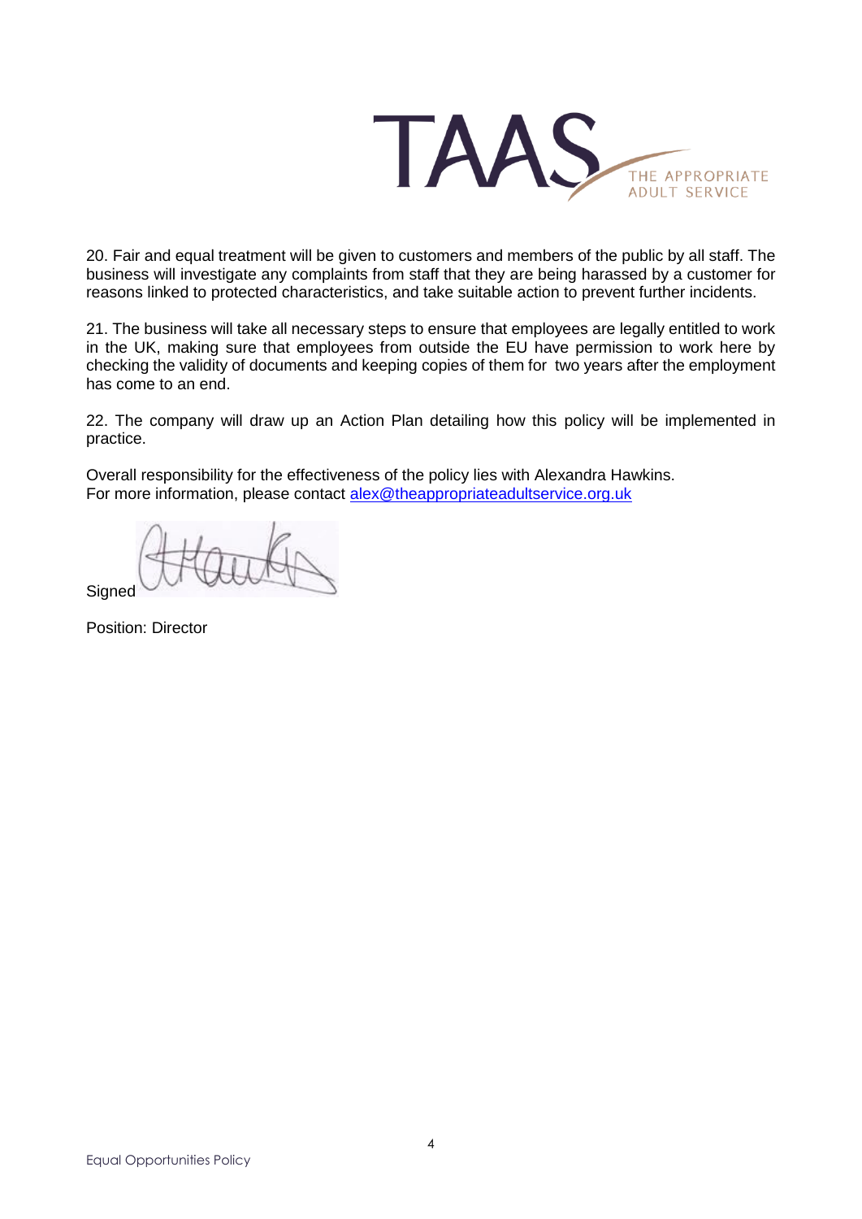20. Fair and equal treatment will be given to customers and members of the public by all staff. The business will investigate any complaints from staff that they are being harassed by a customer for reasons linked to protected characteristics, and take suitable action to prevent further incidents.

21. The business will take all necessary steps to ensure that employees are legally entitled to work in the UK, making sure that employees from outside the EU have permission to work here by checking the validity of documents and keeping copies of them for two years after the employment has come to an end.

22. The company will draw up an Action Plan detailing how this policy will be implemented in practice.

Overall responsibility for the effectiveness of the policy lies with Alexandra Hawkins.
For more information, please contact alex@theappropriateadultservice.org.uk

Signed

Position: Director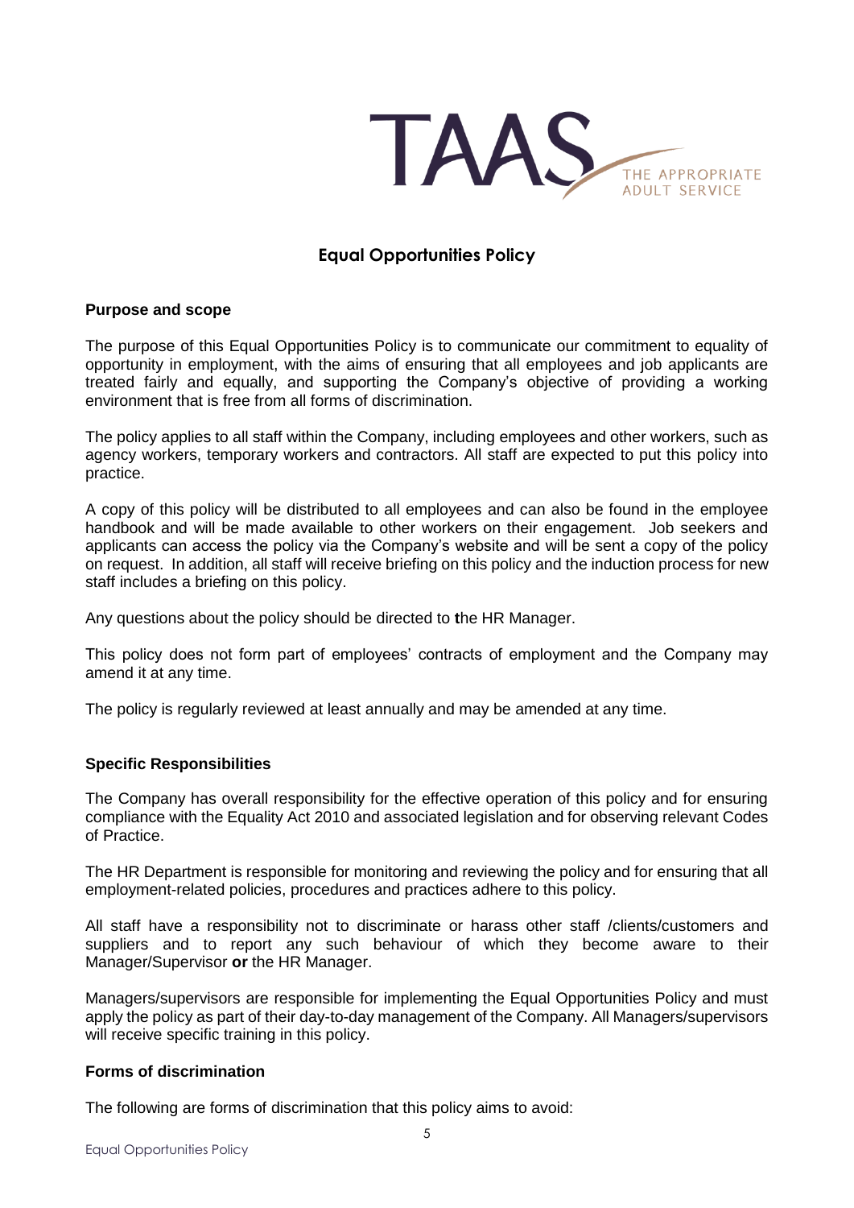## Equal Opportunities Policy

**Purpose and scope**

The purpose of this Equal Opportunities Policy is to communicate our commitment to equality of opportunity in employment, with the aims of ensuring that all employees and job applicants are treated fairly and equally, and supporting the Company's objective of providing a working environment that is free from all forms of discrimination.

The policy applies to all staff within the Company, including employees and other workers, such as agency workers, temporary workers and contractors. All staff are expected to put this policy into practice.

A copy of this policy will be distributed to all employees and can also be found in the employee handbook and will be made available to other workers on their engagement. Job seekers and applicants can access the policy via the Company's website and will be sent a copy of the policy on request. In addition, all staff will receive briefing on this policy and the induction process for new staff includes a briefing on this policy.

Any questions about the policy should be directed to the HR Manager.

This policy does not form part of employees' contracts of employment and the Company may amend it at any time.

The policy is regularly reviewed at least annually and may be amended at any time.

**Specific Responsibilities**

The Company has overall responsibility for the effective operation of this policy and for ensuring compliance with the Equality Act 2010 and associated legislation and for observing relevant Codes of Practice.

The HR Department is responsible for monitoring and reviewing the policy and for ensuring that all employment-related policies, procedures and practices adhere to this policy.

All staff have a responsibility not to discriminate or harass other staff /clients/customers and suppliers and to report any such behaviour of which they become aware to their Manager/Supervisor **or** the HR Manager.

Managers/supervisors are responsible for implementing the Equal Opportunities Policy and must apply the policy as part of their day-to-day management of the Company. All Managers/supervisors will receive specific training in this policy.

**Forms of discrimination**

The following are forms of discrimination that this policy aims to avoid: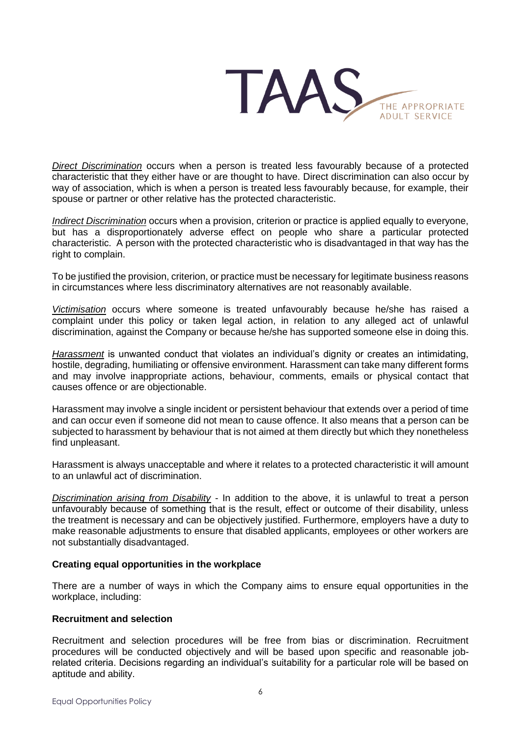*Direct Discrimination* occurs when a person is treated less favourably because of a protected characteristic that they either have or are thought to have. Direct discrimination can also occur by way of association, which is when a person is treated less favourably because, for example, their spouse or partner or other relative has the protected characteristic.

*Indirect Discrimination* occurs when a provision, criterion or practice is applied equally to everyone, but has a disproportionately adverse effect on people who share a particular protected characteristic. A person with the protected characteristic who is disadvantaged in that way has the right to complain.

To be justified the provision, criterion, or practice must be necessary for legitimate business reasons in circumstances where less discriminatory alternatives are not reasonably available.

*Victimisation* occurs where someone is treated unfavourably because he/she has raised a complaint under this policy or taken legal action, in relation to any alleged act of unlawful discrimination, against the Company or because he/she has supported someone else in doing this.

*Harassment* is unwanted conduct that violates an individual's dignity or creates an intimidating, hostile, degrading, humiliating or offensive environment. Harassment can take many different forms and may involve inappropriate actions, behaviour, comments, emails or physical contact that causes offence or are objectionable.

Harassment may involve a single incident or persistent behaviour that extends over a period of time and can occur even if someone did not mean to cause offence. It also means that a person can be subjected to harassment by behaviour that is not aimed at them directly but which they nonetheless find unpleasant.

Harassment is always unacceptable and where it relates to a protected characteristic it will amount to an unlawful act of discrimination.

*Discrimination arising from Disability* - In addition to the above, it is unlawful to treat a person unfavourably because of something that is the result, effect or outcome of their disability, unless the treatment is necessary and can be objectively justified. Furthermore, employers have a duty to make reasonable adjustments to ensure that disabled applicants, employees or other workers are not substantially disadvantaged.

**Creating equal opportunities in the workplace**

There are a number of ways in which the Company aims to ensure equal opportunities in the workplace, including:

**Recruitment and selection**

Recruitment and selection procedures will be free from bias or discrimination. Recruitment procedures will be conducted objectively and will be based upon specific and reasonable job-related criteria. Decisions regarding an individual's suitability for a particular role will be based on aptitude and ability.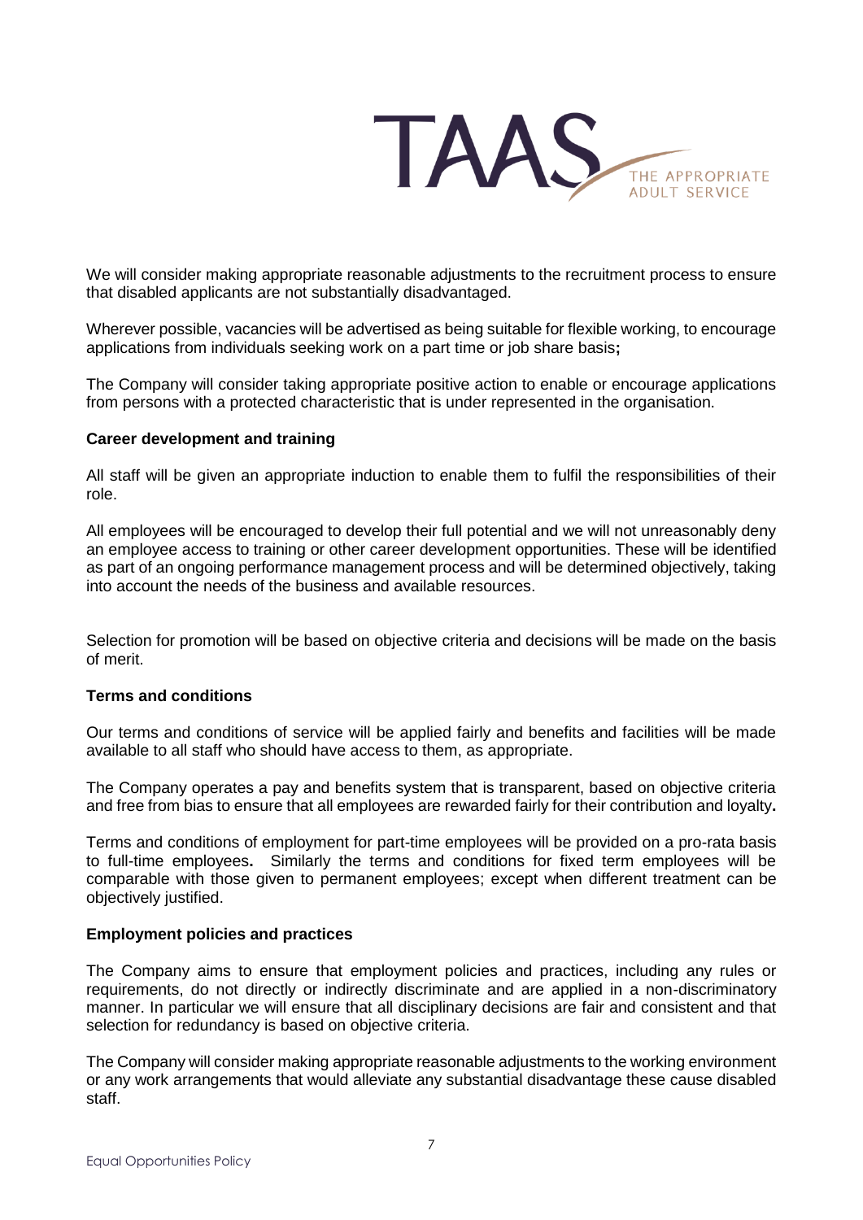We will consider making appropriate reasonable adjustments to the recruitment process to ensure that disabled applicants are not substantially disadvantaged.

Wherever possible, vacancies will be advertised as being suitable for flexible working, to encourage applications from individuals seeking work on a part time or job share basis**;**

The Company will consider taking appropriate positive action to enable or encourage applications from persons with a protected characteristic that is under represented in the organisation.

**Career development and training**

All staff will be given an appropriate induction to enable them to fulfil the responsibilities of their role.

All employees will be encouraged to develop their full potential and we will not unreasonably deny an employee access to training or other career development opportunities. These will be identified as part of an ongoing performance management process and will be determined objectively, taking into account the needs of the business and available resources.

Selection for promotion will be based on objective criteria and decisions will be made on the basis of merit.

**Terms and conditions**

Our terms and conditions of service will be applied fairly and benefits and facilities will be made available to all staff who should have access to them, as appropriate.

The Company operates a pay and benefits system that is transparent, based on objective criteria and free from bias to ensure that all employees are rewarded fairly for their contribution and loyalty**.**

Terms and conditions of employment for part-time employees will be provided on a pro-rata basis to full-time employees**.** Similarly the terms and conditions for fixed term employees will be comparable with those given to permanent employees; except when different treatment can be objectively justified.

**Employment policies and practices**

The Company aims to ensure that employment policies and practices, including any rules or requirements, do not directly or indirectly discriminate and are applied in a non-discriminatory manner. In particular we will ensure that all disciplinary decisions are fair and consistent and that selection for redundancy is based on objective criteria.

The Company will consider making appropriate reasonable adjustments to the working environment or any work arrangements that would alleviate any substantial disadvantage these cause disabled staff.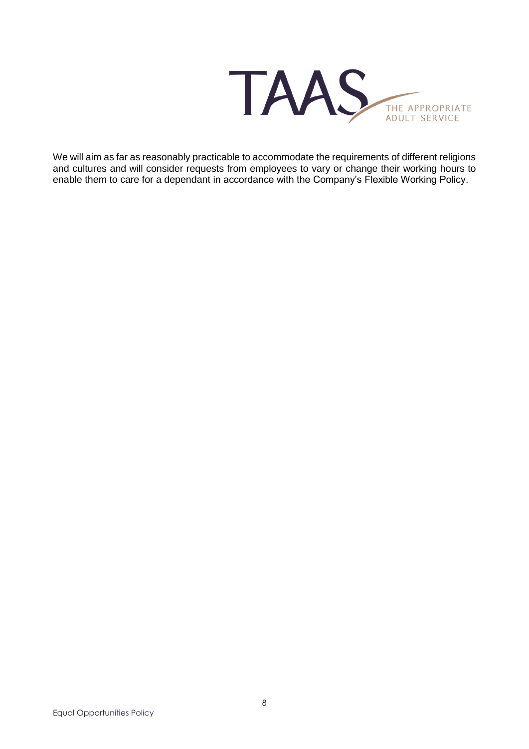We will aim as far as reasonably practicable to accommodate the requirements of different religions and cultures and will consider requests from employees to vary or change their working hours to enable them to care for a dependant in accordance with the Company's Flexible Working Policy.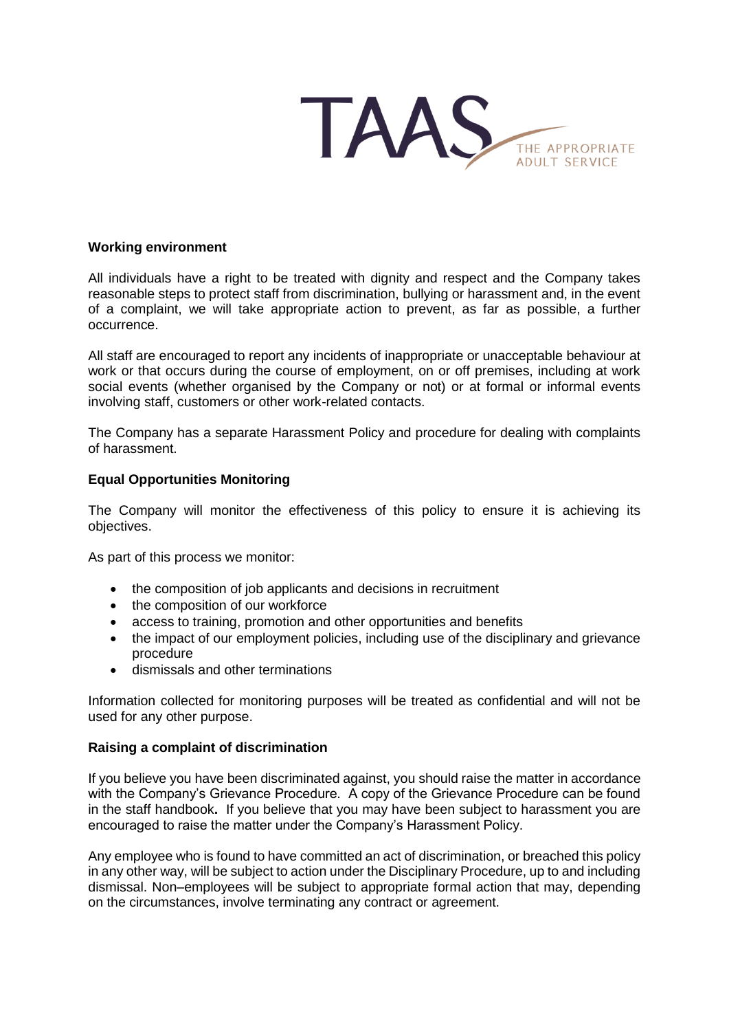## Working environment

All individuals have a right to be treated with dignity and respect and the Company takes reasonable steps to protect staff from discrimination, bullying or harassment and, in the event of a complaint, we will take appropriate action to prevent, as far as possible, a further occurrence.

All staff are encouraged to report any incidents of inappropriate or unacceptable behaviour at work or that occurs during the course of employment, on or off premises, including at work social events (whether organised by the Company or not) or at formal or informal events involving staff, customers or other work-related contacts.

The Company has a separate Harassment Policy and procedure for dealing with complaints of harassment.

## Equal Opportunities Monitoring

The Company will monitor the effectiveness of this policy to ensure it is achieving its objectives.

As part of this process we monitor:

- the composition of job applicants and decisions in recruitment
- the composition of our workforce
- access to training, promotion and other opportunities and benefits
- the impact of our employment policies, including use of the disciplinary and grievance procedure
- dismissals and other terminations

Information collected for monitoring purposes will be treated as confidential and will not be used for any other purpose.

## Raising a complaint of discrimination

If you believe you have been discriminated against, you should raise the matter in accordance with the Company's Grievance Procedure. A copy of the Grievance Procedure can be found in the staff handbook**.** If you believe that you may have been subject to harassment you are encouraged to raise the matter under the Company's Harassment Policy.

Any employee who is found to have committed an act of discrimination, or breached this policy in any other way, will be subject to action under the Disciplinary Procedure, up to and including dismissal. Non–employees will be subject to appropriate formal action that may, depending on the circumstances, involve terminating any contract or agreement.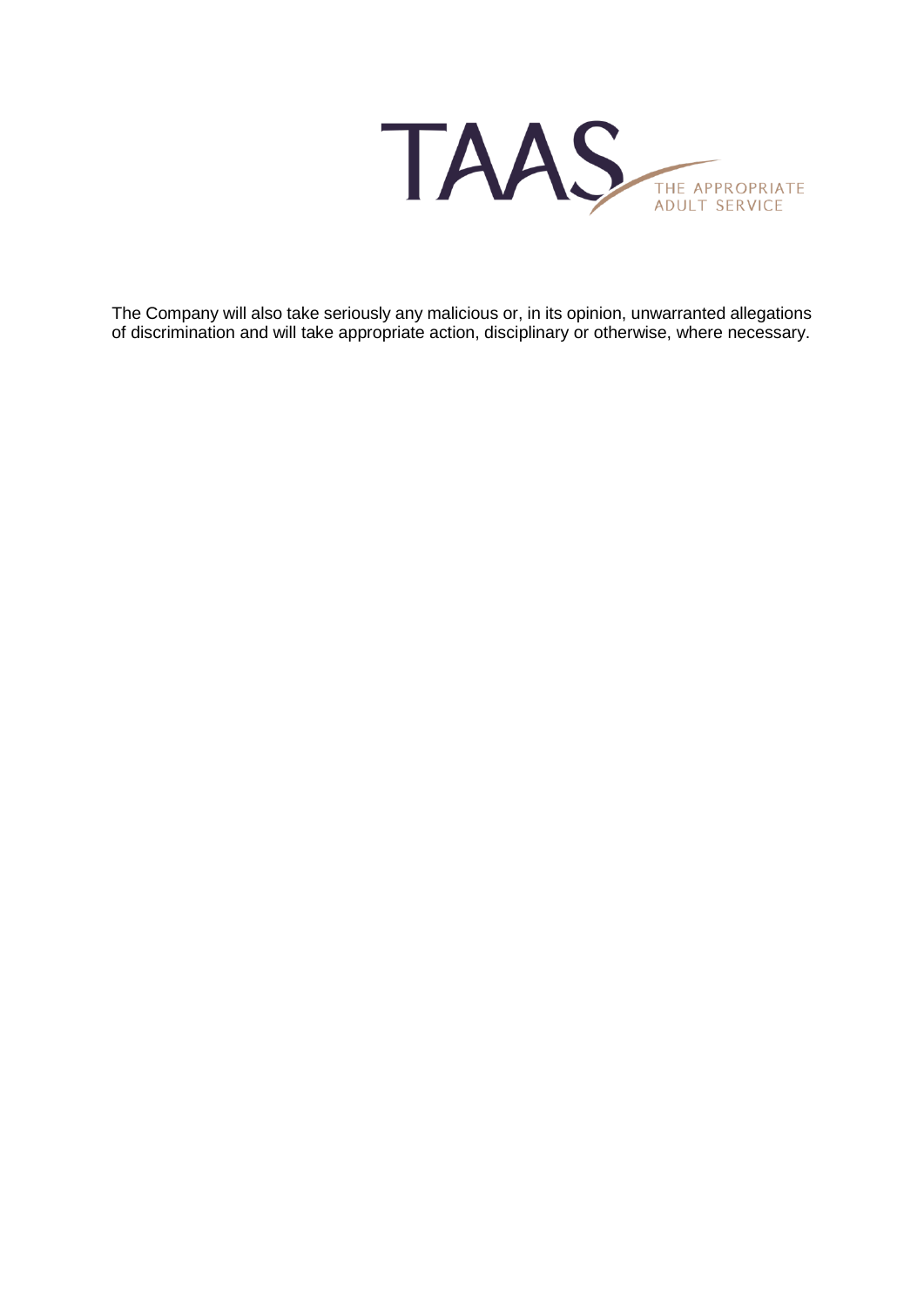The Company will also take seriously any malicious or, in its opinion, unwarranted allegations of discrimination and will take appropriate action, disciplinary or otherwise, where necessary.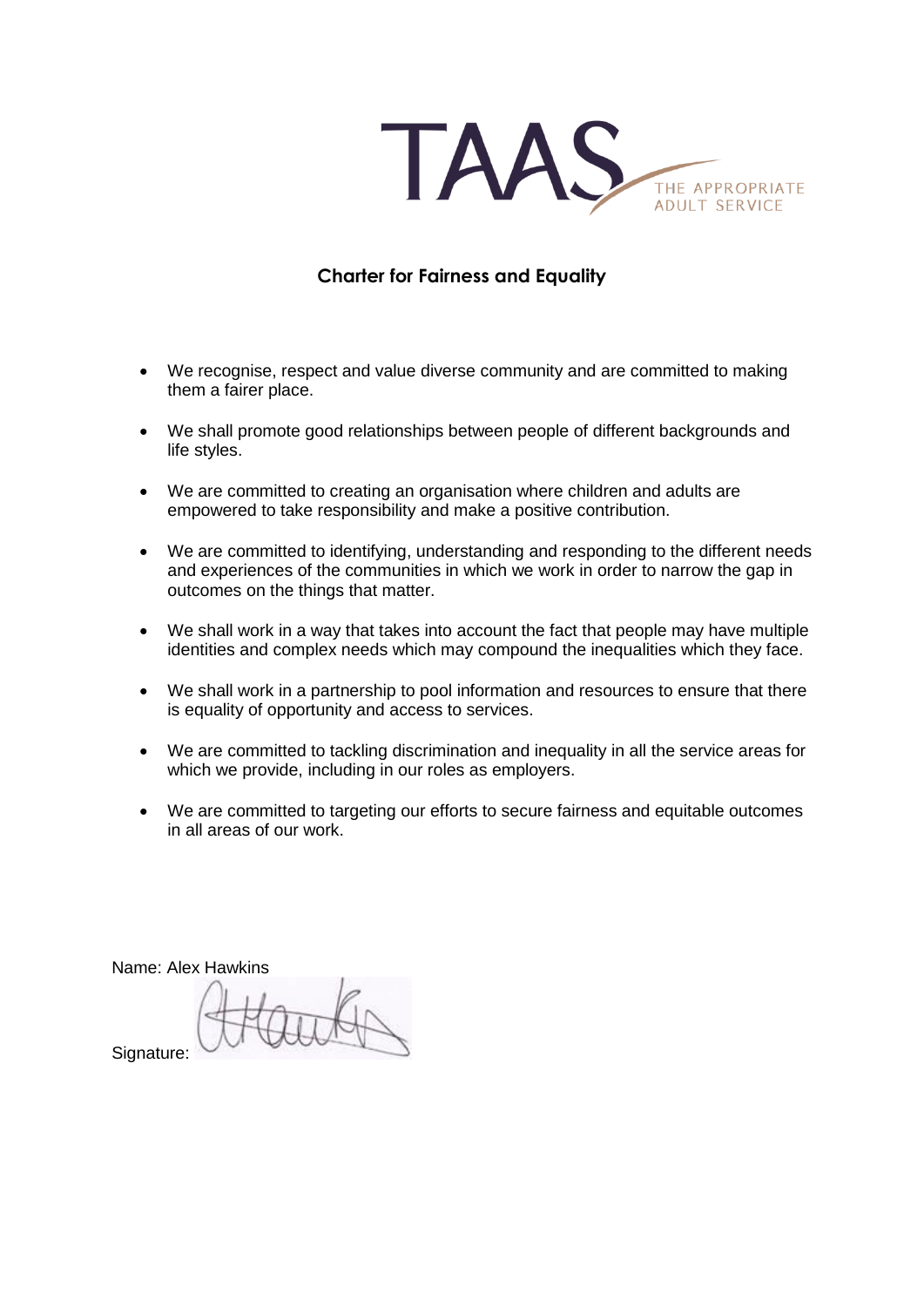TAAS THE APPROPRIATE ADULT SERVICE

## Charter for Fairness and Equality

- We recognise, respect and value diverse community and are committed to making them a fairer place.
- We shall promote good relationships between people of different backgrounds and life styles.
- We are committed to creating an organisation where children and adults are empowered to take responsibility and make a positive contribution.
- We are committed to identifying, understanding and responding to the different needs and experiences of the communities in which we work in order to narrow the gap in outcomes on the things that matter.
- We shall work in a way that takes into account the fact that people may have multiple identities and complex needs which may compound the inequalities which they face.
- We shall work in a partnership to pool information and resources to ensure that there is equality of opportunity and access to services.
- We are committed to tackling discrimination and inequality in all the service areas for which we provide, including in our roles as employers.
- We are committed to targeting our efforts to secure fairness and equitable outcomes in all areas of our work.

Name: Alex Hawkins

Signature: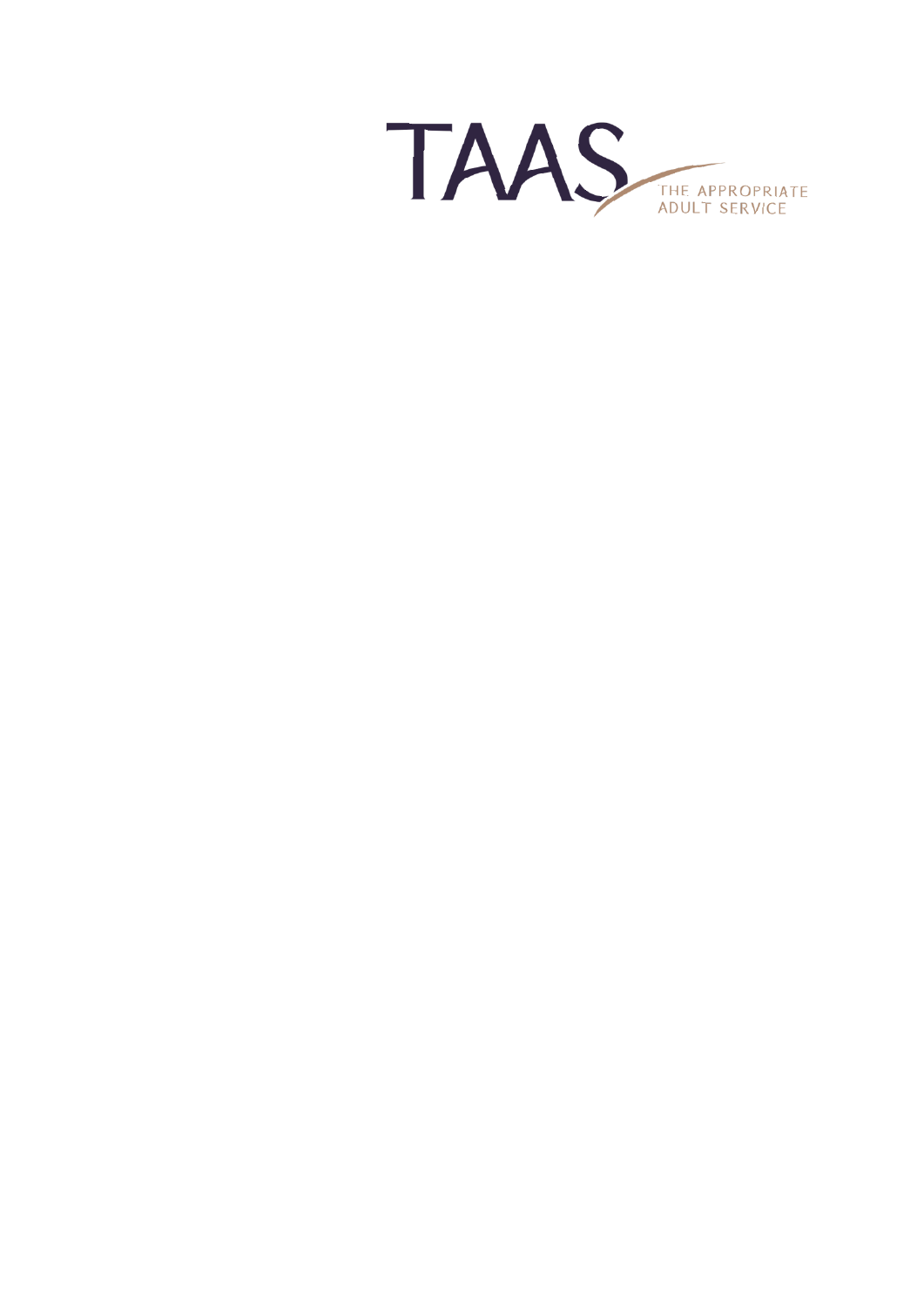TAAS

THE APPROPRIATE ADULT SERVICE